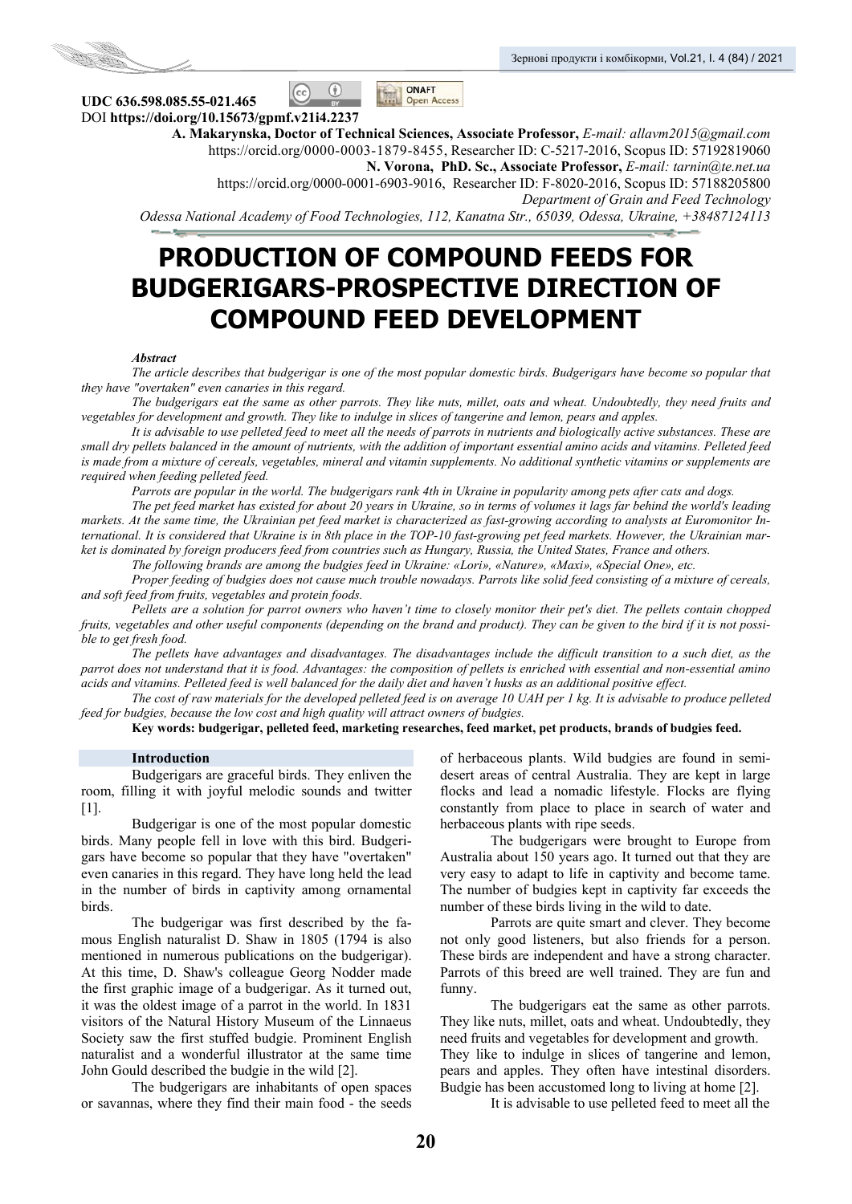UDC 636.598.085.55-021.465
DOI **https://doi.org/10.15673/gpmf.v21i4.2237**

**A. Makarynska, Doctor of Technical Sciences, Associate Professor,** *E-mail: allavm2015@gmail.com*
https://orcid.org/0000-0003-1879-8455, Researcher ID: C-5217-2016, Scopus ID: 57192819060
**N. Vorona, PhD. Sc., Associate Professor,** *E-mail: tarnin@te.net.ua*
https://orcid.org/0000-0001-6903-9016, Researcher ID: F-8020-2016, Scopus ID: 57188205800
*Department of Grain and Feed Technology*
*Odessa National Academy of Food Technologies, 112, Kanatna Str., 65039, Odessa, Ukraine, +38487124113*

# PRODUCTION OF COMPOUND FEEDS FOR BUDGERIGARS-PROSPECTIVE DIRECTION OF COMPOUND FEED DEVELOPMENT

***Abstract***

*The article describes that budgerigar is one of the most popular domestic birds. Budgerigars have become so popular that they have "overtaken" even canaries in this regard.*

*The budgerigars eat the same as other parrots. They like nuts, millet, oats and wheat. Undoubtedly, they need fruits and vegetables for development and growth. They like to indulge in slices of tangerine and lemon, pears and apples.*

*It is advisable to use pelleted feed to meet all the needs of parrots in nutrients and biologically active substances. These are small dry pellets balanced in the amount of nutrients, with the addition of important essential amino acids and vitamins. Pelleted feed is made from a mixture of cereals, vegetables, mineral and vitamin supplements. No additional synthetic vitamins or supplements are required when feeding pelleted feed.*

*Parrots are popular in the world. The budgerigars rank 4th in Ukraine in popularity among pets after cats and dogs.*

*The pet feed market has existed for about 20 years in Ukraine, so in terms of volumes it lags far behind the world's leading markets. At the same time, the Ukrainian pet feed market is characterized as fast-growing according to analysts at Euromonitor International. It is considered that Ukraine is in 8th place in the TOP-10 fast-growing pet feed markets. However, the Ukrainian market is dominated by foreign producers feed from countries such as Hungary, Russia, the United States, France and others.*

*The following brands are among the budgies feed in Ukraine: «Lori», «Nature», «Maxi», «Special One», etc.*

*Proper feeding of budgies does not cause much trouble nowadays. Parrots like solid feed consisting of a mixture of cereals, and soft feed from fruits, vegetables and protein foods.*

*Pellets are a solution for parrot owners who haven't time to closely monitor their pet's diet. The pellets contain chopped fruits, vegetables and other useful components (depending on the brand and product). They can be given to the bird if it is not possible to get fresh food.*

*The pellets have advantages and disadvantages. The disadvantages include the difficult transition to a such diet, as the parrot does not understand that it is food. Advantages: the composition of pellets is enriched with essential and non-essential amino acids and vitamins. Pelleted feed is well balanced for the daily diet and haven't husks as an additional positive effect.*

*The cost of raw materials for the developed pelleted feed is on average 10 UAH per 1 kg. It is advisable to produce pelleted feed for budgies, because the low cost and high quality will attract owners of budgies.*

**Key words: budgerigar, pelleted feed, marketing researches, feed market, pet products, brands of budgies feed.**

## Introduction

Budgerigars are graceful birds. They enliven the room, filling it with joyful melodic sounds and twitter [1].

Budgerigar is one of the most popular domestic birds. Many people fell in love with this bird. Budgerigars have become so popular that they have "overtaken" even canaries in this regard. They have long held the lead in the number of birds in captivity among ornamental birds.

The budgerigar was first described by the famous English naturalist D. Shaw in 1805 (1794 is also mentioned in numerous publications on the budgerigar). At this time, D. Shaw's colleague Georg Nodder made the first graphic image of a budgerigar. As it turned out, it was the oldest image of a parrot in the world. In 1831 visitors of the Natural History Museum of the Linnaeus Society saw the first stuffed budgie. Prominent English naturalist and a wonderful illustrator at the same time John Gould described the budgie in the wild [2].

The budgerigars are inhabitants of open spaces or savannas, where they find their main food - the seeds of herbaceous plants. Wild budgies are found in semi-desert areas of central Australia. They are kept in large flocks and lead a nomadic lifestyle. Flocks are flying constantly from place to place in search of water and herbaceous plants with ripe seeds.

The budgerigars were brought to Europe from Australia about 150 years ago. It turned out that they are very easy to adapt to life in captivity and become tame. The number of budgies kept in captivity far exceeds the number of these birds living in the wild to date.

Parrots are quite smart and clever. They become not only good listeners, but also friends for a person. These birds are independent and have a strong character. Parrots of this breed are well trained. They are fun and funny.

The budgerigars eat the same as other parrots. They like nuts, millet, oats and wheat. Undoubtedly, they need fruits and vegetables for development and growth. They like to indulge in slices of tangerine and lemon, pears and apples. They often have intestinal disorders. Budgie has been accustomed long to living at home [2].

It is advisable to use pelleted feed to meet all the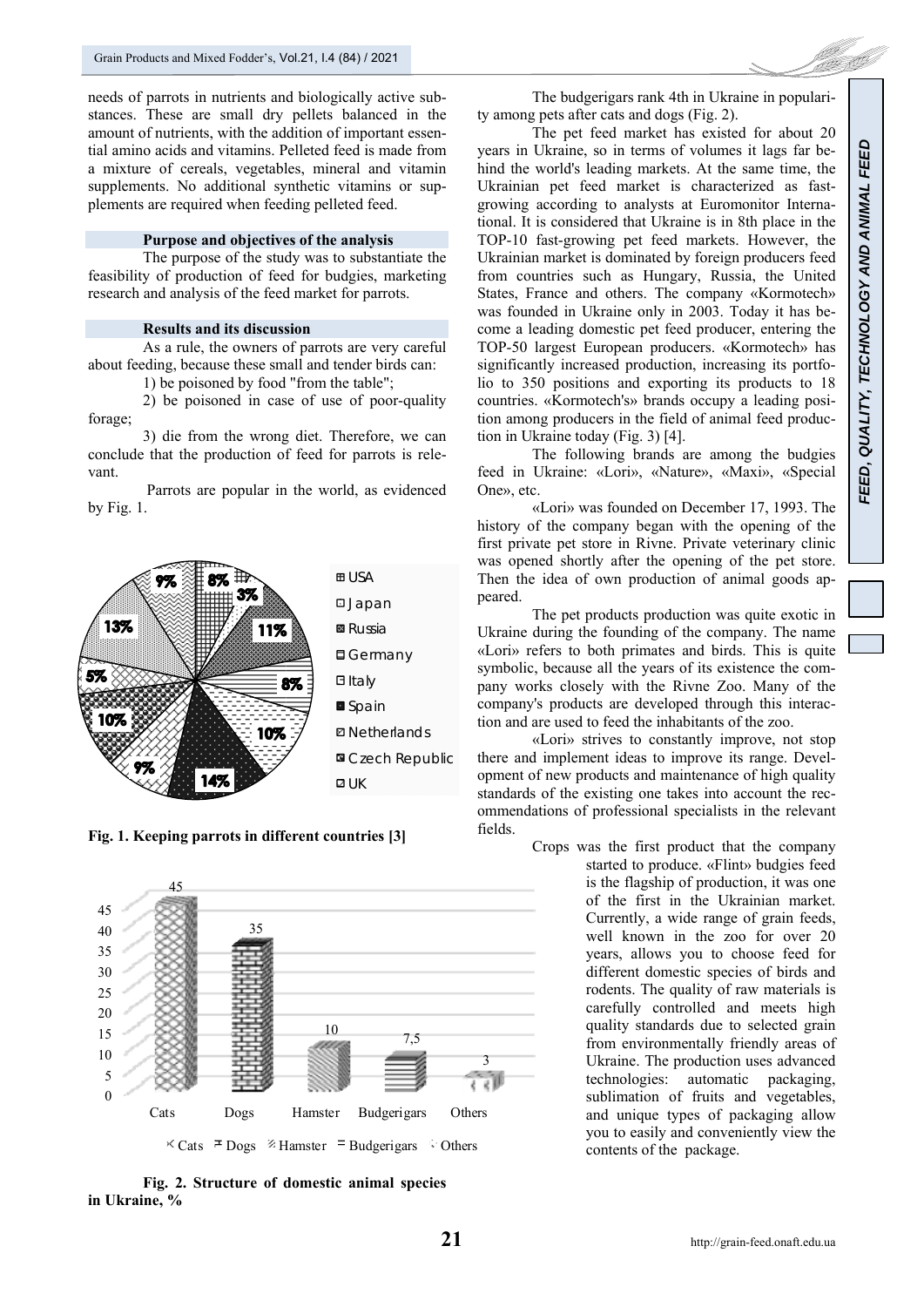needs of parrots in nutrients and biologically active substances. These are small dry pellets balanced in the amount of nutrients, with the addition of important essential amino acids and vitamins. Pelleted feed is made from a mixture of cereals, vegetables, mineral and vitamin supplements. No additional synthetic vitamins or supplements are required when feeding pelleted feed.

### Purpose and objectives of the analysis

The purpose of the study was to substantiate the feasibility of production of feed for budgies, marketing research and analysis of the feed market for parrots.

### Results and its discussion

As a rule, the owners of parrots are very careful about feeding, because these small and tender birds can:

1) be poisoned by food "from the table";

2) be poisoned in case of use of poor-quality forage;

3) die from the wrong diet. Therefore, we can conclude that the production of feed for parrots is relevant.

Parrots are popular in the world, as evidenced by Fig. 1.

**Fig. 1. Keeping parrots in different countries [3]**

**Fig. 2. Structure of domestic animal species in Ukraine, %**

The budgerigars rank 4th in Ukraine in popularity among pets after cats and dogs (Fig. 2).

The pet feed market has existed for about 20 years in Ukraine, so in terms of volumes it lags far behind the world's leading markets. At the same time, the Ukrainian pet feed market is characterized as fast-growing according to analysts at Euromonitor International. It is considered that Ukraine is in 8th place in the TOP-10 fast-growing pet feed markets. However, the Ukrainian market is dominated by foreign producers feed from countries such as Hungary, Russia, the United States, France and others. The company «Kormotech» was founded in Ukraine only in 2003. Today it has become a leading domestic pet feed producer, entering the TOP-50 largest European producers. «Kormotech» has significantly increased production, increasing its portfolio to 350 positions and exporting its products to 18 countries. «Kormotech's» brands occupy a leading position among producers in the field of animal feed production in Ukraine today (Fig. 3) [4].

The following brands are among the budgies feed in Ukraine: «Lori», «Nature», «Maxi», «Special One», etc.

«Lori» was founded on December 17, 1993. The history of the company began with the opening of the first private pet store in Rivne. Private veterinary clinic was opened shortly after the opening of the pet store. Then the idea of own production of animal goods appeared.

The pet products production was quite exotic in Ukraine during the founding of the company. The name «Lori» refers to both primates and birds. This is quite symbolic, because all the years of its existence the company works closely with the Rivne Zoo. Many of the company's products are developed through this interaction and are used to feed the inhabitants of the zoo.

«Lori» strives to constantly improve, not stop there and implement ideas to improve its range. Development of new products and maintenance of high quality standards of the existing one takes into account the recommendations of professional specialists in the relevant fields.

Crops was the first product that the company started to produce. «Flint» budgies feed is the flagship of production, it was one of the first in the Ukrainian market. Currently, a wide range of grain feeds, well known in the zoo for over 20 years, allows you to choose feed for different domestic species of birds and rodents. The quality of raw materials is carefully controlled and meets high quality standards due to selected grain from environmentally friendly areas of Ukraine. The production uses advanced technologies: automatic packaging, sublimation of fruits and vegetables, and unique types of packaging allow you to easily and conveniently view the contents of the package.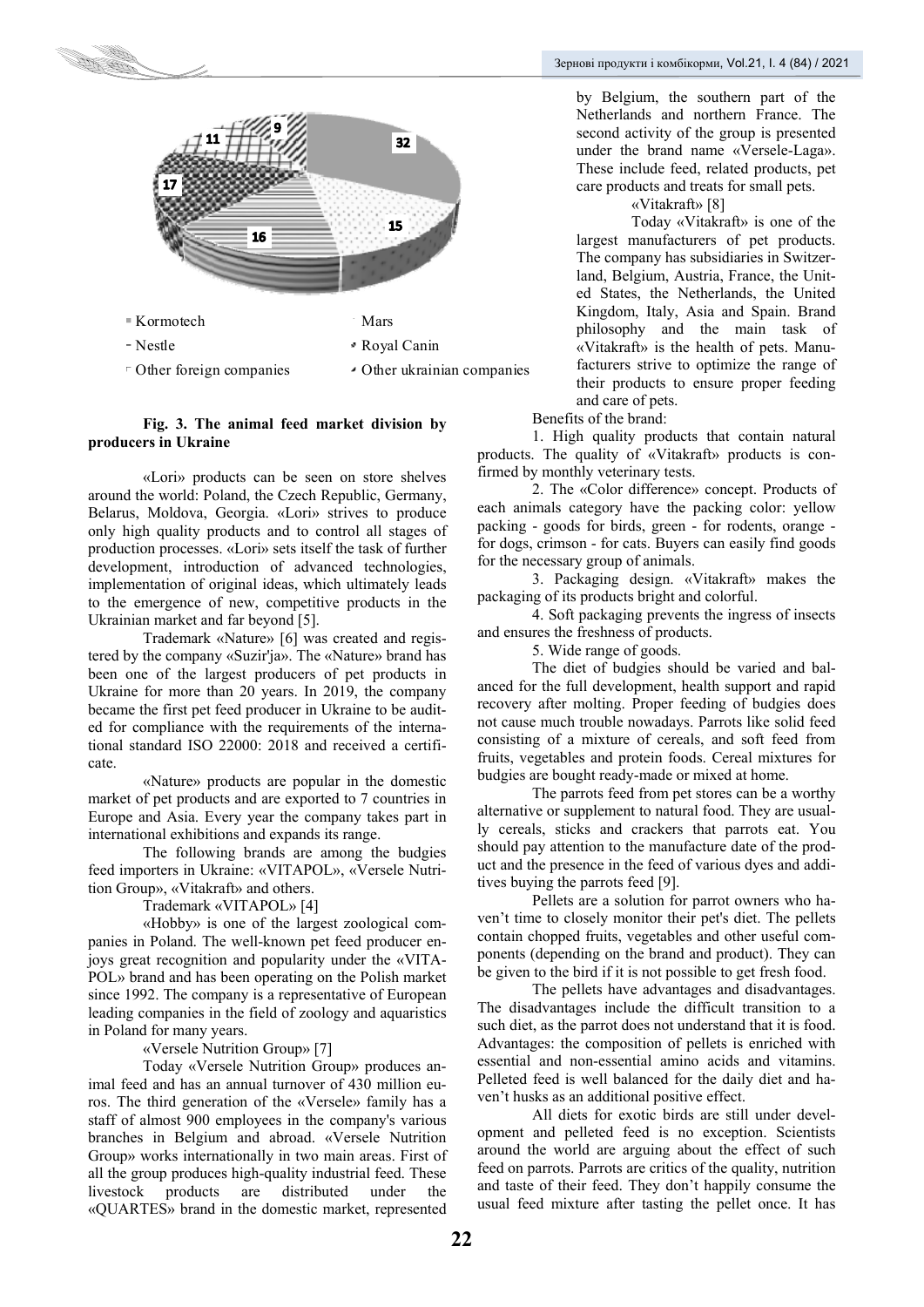Fig. 3. The animal feed market division by producers in Ukraine

«Lori» products can be seen on store shelves around the world: Poland, the Czech Republic, Germany, Belarus, Moldova, Georgia. «Lori» strives to produce only high quality products and to control all stages of production processes. «Lori» sets itself the task of further development, introduction of advanced technologies, implementation of original ideas, which ultimately leads to the emergence of new, competitive products in the Ukrainian market and far beyond [5].

Trademark «Nature» [6] was created and registered by the company «Suzir'ja». The «Nature» brand has been one of the largest producers of pet products in Ukraine for more than 20 years. In 2019, the company became the first pet feed producer in Ukraine to be audited for compliance with the requirements of the international standard ISO 22000: 2018 and received a certificate.

«Nature» products are popular in the domestic market of pet products and are exported to 7 countries in Europe and Asia. Every year the company takes part in international exhibitions and expands its range.

The following brands are among the budgies feed importers in Ukraine: «VITAPOL», «Versele Nutrition Group», «Vitakraft» and others.

Trademark «VITAPOL» [4]

«Hobby» is one of the largest zoological companies in Poland. The well-known pet feed producer enjoys great recognition and popularity under the «VITAPOL» brand and has been operating on the Polish market since 1992. The company is a representative of European leading companies in the field of zoology and aquaristics in Poland for many years.

«Versele Nutrition Group» [7]

Today «Versele Nutrition Group» produces animal feed and has an annual turnover of 430 million euros. The third generation of the «Versele» family has a staff of almost 900 employees in the company's various branches in Belgium and abroad. «Versele Nutrition Group» works internationally in two main areas. First of all the group produces high-quality industrial feed. These livestock products are distributed under the «QUARTES» brand in the domestic market, represented by Belgium, the southern part of the Netherlands and northern France. The second activity of the group is presented under the brand name «Versele-Laga». These include feed, related products, pet care products and treats for small pets.

«Vitakraft» [8]

Today «Vitakraft» is one of the largest manufacturers of pet products. The company has subsidiaries in Switzerland, Belgium, Austria, France, the United States, the Netherlands, the United Kingdom, Italy, Asia and Spain. Brand philosophy and the main task of «Vitakraft» is the health of pets. Manufacturers strive to optimize the range of their products to ensure proper feeding and care of pets.

Benefits of the brand:

1. High quality products that contain natural products. The quality of «Vitakraft» products is confirmed by monthly veterinary tests.

2. The «Color difference» concept. Products of each animals category have the packing color: yellow packing - goods for birds, green - for rodents, orange - for dogs, crimson - for cats. Buyers can easily find goods for the necessary group of animals.

3. Packaging design. «Vitakraft» makes the packaging of its products bright and colorful.

4. Soft packaging prevents the ingress of insects and ensures the freshness of products.

5. Wide range of goods.

The diet of budgies should be varied and balanced for the full development, health support and rapid recovery after molting. Proper feeding of budgies does not cause much trouble nowadays. Parrots like solid feed consisting of a mixture of cereals, and soft feed from fruits, vegetables and protein foods. Cereal mixtures for budgies are bought ready-made or mixed at home.

The parrots feed from pet stores can be a worthy alternative or supplement to natural food. They are usually cereals, sticks and crackers that parrots eat. You should pay attention to the manufacture date of the product and the presence in the feed of various dyes and additives buying the parrots feed [9].

Pellets are a solution for parrot owners who haven't time to closely monitor their pet's diet. The pellets contain chopped fruits, vegetables and other useful components (depending on the brand and product). They can be given to the bird if it is not possible to get fresh food.

The pellets have advantages and disadvantages. The disadvantages include the difficult transition to a such diet, as the parrot does not understand that it is food. Advantages: the composition of pellets is enriched with essential and non-essential amino acids and vitamins. Pelleted feed is well balanced for the daily diet and haven't husks as an additional positive effect.

All diets for exotic birds are still under development and pelleted feed is no exception. Scientists around the world are arguing about the effect of such feed on parrots. Parrots are critics of the quality, nutrition and taste of their feed. They don't happily consume the usual feed mixture after tasting the pellet once. It has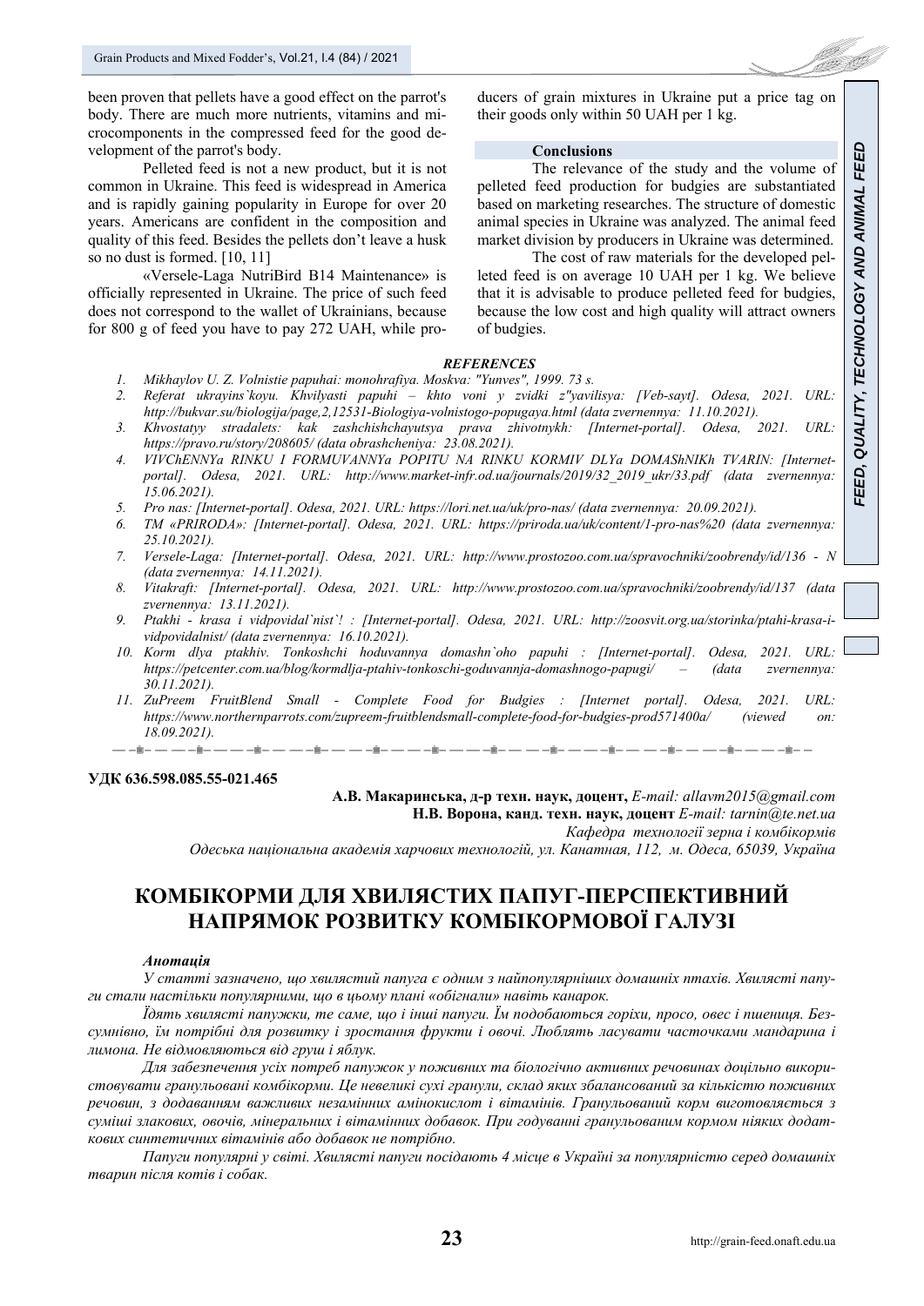been proven that pellets have a good effect on the parrot's body. There are much more nutrients, vitamins and microcomponents in the compressed feed for the good development of the parrot's body.

Pelleted feed is not a new product, but it is not common in Ukraine. This feed is widespread in America and is rapidly gaining popularity in Europe for over 20 years. Americans are confident in the composition and quality of this feed. Besides the pellets don't leave a husk so no dust is formed. [10, 11]

«Versele-Laga NutriBird B14 Maintenance» is officially represented in Ukraine. The price of such feed does not correspond to the wallet of Ukrainians, because for 800 g of feed you have to pay 272 UAH, while producers of grain mixtures in Ukraine put a price tag on their goods only within 50 UAH per 1 kg.

## Conclusions

The relevance of the study and the volume of pelleted feed production for budgies are substantiated based on marketing researches. The structure of domestic animal species in Ukraine was analyzed. The animal feed market division by producers in Ukraine was determined.

The cost of raw materials for the developed pelleted feed is on average 10 UAH per 1 kg. We believe that it is advisable to produce pelleted feed for budgies, because the low cost and high quality will attract owners of budgies.

## REFERENCES

1. *Mikhaylov U. Z. Volnistie papuhai: monohrafiya. Moskva: "Yunves", 1999. 73 s.*
2. *Referat ukrayins`koyu. Khvilyasti papuhi – khto voni y zvidki z"yavilisya: [Veb-sayt]. Odesa, 2021. URL: http://bukvar.su/biologija/page,2,12531-Biologiya-volnistogo-popugaya.html (data zvernennya: 11.10.2021).*
3. *Khvostatyy stradalets: kak zashchishchayutsya prava zhivotnykh: [Internet-portal]. Odesa, 2021. URL: https://pravo.ru/story/208605/ (data obrashcheniya: 23.08.2021).*
4. *VIVChENNYa RINKU I FORMUVANNYa POPITU NA RINKU KORMIV DLYa DOMAShNIKh TVARIN: [Internet-portal]. Odesa, 2021. URL: http://www.market-infr.od.ua/journals/2019/32_2019_ukr/33.pdf (data zvernennya: 15.06.2021).*
5. *Pro nas: [Internet-portal]. Odesa, 2021. URL: https://lori.net.ua/uk/pro-nas/ (data zvernennya: 20.09.2021).*
6. *TM «PRIRODA»: [Internet-portal]. Odesa, 2021. URL: https://priroda.ua/uk/content/1-pro-nas%20 (data zvernennya: 25.10.2021).*
7. *Versele-Laga: [Internet-portal]. Odesa, 2021. URL: http://www.prostozoo.com.ua/spravochniki/zoobrendy/id/136 - N (data zvernennya: 14.11.2021).*
8. *Vitakraft: [Internet-portal]. Odesa, 2021. URL: http://www.prostozoo.com.ua/spravochniki/zoobrendy/id/137 (data zvernennya: 13.11.2021).*
9. *Ptakhi - krasa i vidpovidal`nist`! : [Internet-portal]. Odesa, 2021. URL: http://zoosvit.org.ua/storinka/ptahi-krasa-i-vidpovidalnist/ (data zvernennya: 16.10.2021).*
10. *Korm dlya ptakhiv. Tonkoshchi hoduvannya domashn`oho papuhi : [Internet-portal]. Odesa, 2021. URL: https://petcenter.com.ua/blog/kormdlja-ptahiv-tonkoschi-goduvannja-domashnogo-papugi/ – (data zvernennya: 30.11.2021).*
11. *ZuPreem FruitBlend Small - Complete Food for Budgies : [Internet portal]. Odesa, 2021. URL: https://www.northernparrots.com/zupreem-fruitblendsmall-complete-food-for-budgies-prod571400a/ (viewed on: 18.09.2021).*

---

**УДК 636.598.085.55-021.465**

**А.В. Макаринська, д-р техн. наук, доцент,** *E-mail: allavm2015@gmail.com*
**Н.В. Ворона, канд. техн. наук, доцент** *E-mail: tarnin@te.net.ua*
*Кафедра технології зерна і комбікормів*
*Одеська національна академія харчових технологій, ул. Канатная, 112, м. Одеса, 65039, Україна*

# КОМБІКОРМИ ДЛЯ ХВИЛЯСТИХ ПАПУГ-ПЕРСПЕКТИВНИЙ НАПРЯМОК РОЗВИТКУ КОМБІКОРМОВОЇ ГАЛУЗІ

***Анотація***

*У статті зазначено, що хвилястий папуга є одним з найпопулярніших домашніх птахів. Хвилясті папуги стали настільки популярними, що в цьому плані «обігнали» навіть канарок.*

*Їдять хвилясті папужки, те саме, що і інші папуги. Їм подобаються горіхи, просо, овес і пшениця. Безсумнівно, їм потрібні для розвитку і зростання фрукти і овочі. Люблять ласувати часточками мандарина і лимона. Не відмовляються від груш і яблук.*

*Для забезпечення усіх потреб папужок у поживних та біологічно активних речовинах доцільно використовувати гранульовані комбікорми. Це невеликі сухі гранули, склад яких збалансований за кількістю поживних речовин, з додаванням важливих незамінних амінокислот і вітамінів. Гранульований корм виготовляється з суміші злакових, овочів, мінеральних і вітамінних добавок. При годуванні гранульованим кормом ніяких додаткових синтетичних вітамінів або добавок не потрібно.*

*Папуги популярні у світі. Хвилясті папуги посідають 4 місце в Україні за популярністю серед домашніх тварин після котів і собак.*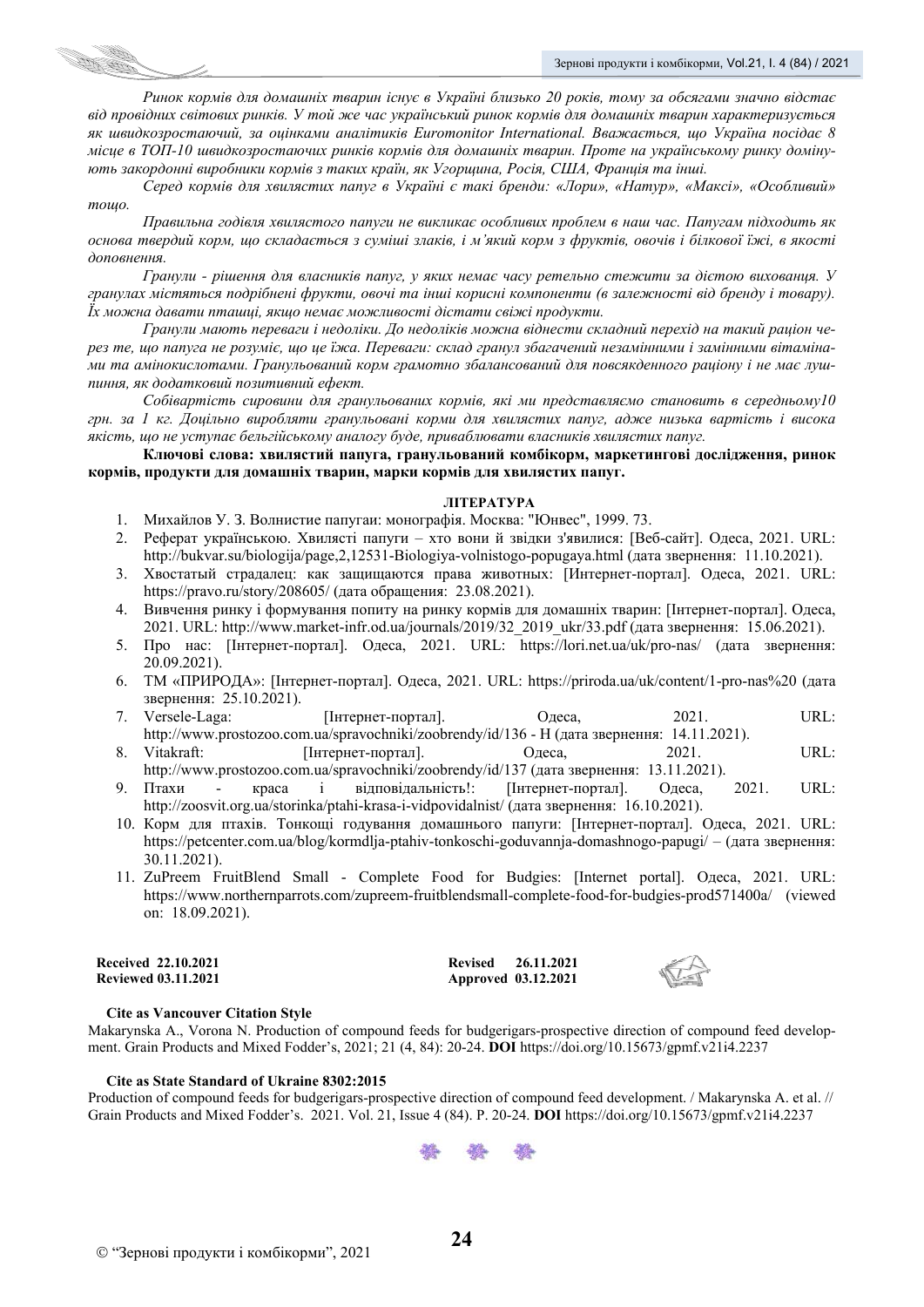*Ринок кормів для домашніх тварин існує в Україні близько 20 років, тому за обсягами значно відстає від провідних світових ринків. У той же час український ринок кормів для домашніх тварин характеризується як швидкозростаючий, за оцінками аналітиків Euromonitor International. Вважається, що Україна посідає 8 місце в ТОП-10 швидкозростаючих ринків кормів для домашніх тварин. Проте на українському ринку домінують закордонні виробники кормів з таких країн, як Угорщина, Росія, США, Франція та інші.*

*Серед кормів для хвилястих папуг в Україні є такі бренди: «Лори», «Натур», «Максі», «Особливий» тощо.*

*Правильна годівля хвилястого папуги не викликає особливих проблем в наш час. Папугам підходить як основа твердий корм, що складається з суміші злаків, і м'який корм з фруктів, овочів і білкової їжі, в якості доповнення.*

*Гранули - рішення для власників папуг, у яких немає часу ретельно стежити за дієтою вихованця. У гранулах містяться подрібнені фрукти, овочі та інші корисні компоненти (в залежності від бренду і товару). Їх можна давати пташці, якщо немає можливості дістати свіжі продукти.*

*Гранули мають переваги і недоліки. До недоліків можна віднести складний перехід на такий раціон через те, що папуга не розуміє, що це їжа. Переваги: склад гранул збагачений незамінними і замінними вітамінами та амінокислотами. Гранульований корм грамотно збалансований для повсякденного раціону і не має лушпиння, як додатковий позитивний ефект.*

*Собівартість сировини для гранульованих кормів, які ми представляємо становить в середньому10 грн. за 1 кг. Доцільно виробляти гранульовані корми для хвилястих папуг, адже низька вартість і висока якість, що не уступає бельгійському аналогу буде, приваблювати власників хвилястих папуг.*

**Ключові слова: хвилястий папуга, гранульований комбікорм, маркетингові дослідження, ринок кормів, продукти для домашніх тварин, марки кормів для хвилястих папуг.**

## ЛІТЕРАТУРА

1. Михайлов У. З. Волнистие папугаи: монографія. Москва: "Юнвес", 1999. 73.
2. Реферат українською. Хвилясті папуги – хто вони й звідки з'явилися: [Веб-сайт]. Одеса, 2021. URL: http://bukvar.su/biologija/page,2,12531-Biologiya-volnistogo-popugaya.html (дата звернення: 11.10.2021).
3. Хвостатый страдалец: как защищаются права животных: [Интернет-портал]. Одеса, 2021. URL: https://pravo.ru/story/208605/ (дата обращения: 23.08.2021).
4. Вивчення ринку і формування попиту на ринку кормів для домашніх тварин: [Інтернет-портал]. Одеса, 2021. URL: http://www.market-infr.od.ua/journals/2019/32_2019_ukr/33.pdf (дата звернення: 15.06.2021).
5. Про нас: [Інтернет-портал]. Одеса, 2021. URL: https://lori.net.ua/uk/pro-nas/ (дата звернення: 20.09.2021).
6. ТМ «ПРИРОДА»: [Інтернет-портал]. Одеса, 2021. URL: https://priroda.ua/uk/content/1-pro-nas%20 (дата звернення: 25.10.2021).
7. Versele-Laga: [Інтернет-портал]. Одеса, 2021. URL: http://www.prostozoo.com.ua/spravochniki/zoobrendy/id/136 - H (дата звернення: 14.11.2021).
8. Vitakraft: [Інтернет-портал]. Одеса, 2021. URL: http://www.prostozoo.com.ua/spravochniki/zoobrendy/id/137 (дата звернення: 13.11.2021).
9. Птахи - краса і відповідальність!: [Інтернет-портал]. Одеса, 2021. URL: http://zoosvit.org.ua/storinka/ptahi-krasa-i-vidpovidalnist/ (дата звернення: 16.10.2021).
10. Корм для птахів. Тонкощі годування домашнього папуги: [Інтернет-портал]. Одеса, 2021. URL: https://petcenter.com.ua/blog/kormdlja-ptahiv-tonkoschi-goduvannja-domashnogo-papugi/ – (дата звернення: 30.11.2021).
11. ZuPreem FruitBlend Small - Complete Food for Budgies: [Internet portal]. Одеса, 2021. URL: https://www.northernparrots.com/zupreem-fruitblendsmall-complete-food-for-budgies-prod571400a/ (viewed on: 18.09.2021).

**Received 22.10.2021**
**Reviewed 03.11.2021**
**Revised 26.11.2021**
**Approved 03.12.2021**

**Cite as Vancouver Citation Style**

Makarynska A., Vorona N. Production of compound feeds for budgerigars-prospective direction of compound feed development. Grain Products and Mixed Fodder's, 2021; 21 (4, 84): 20-24. **DOI** https://doi.org/10.15673/gpmf.v21i4.2237

**Cite as State Standard of Ukraine 8302:2015**

Production of compound feeds for budgerigars-prospective direction of compound feed development. / Makarynska A. et al. // Grain Products and Mixed Fodder's. 2021. Vol. 21, Issue 4 (84). P. 20-24. **DOI** https://doi.org/10.15673/gpmf.v21i4.2237